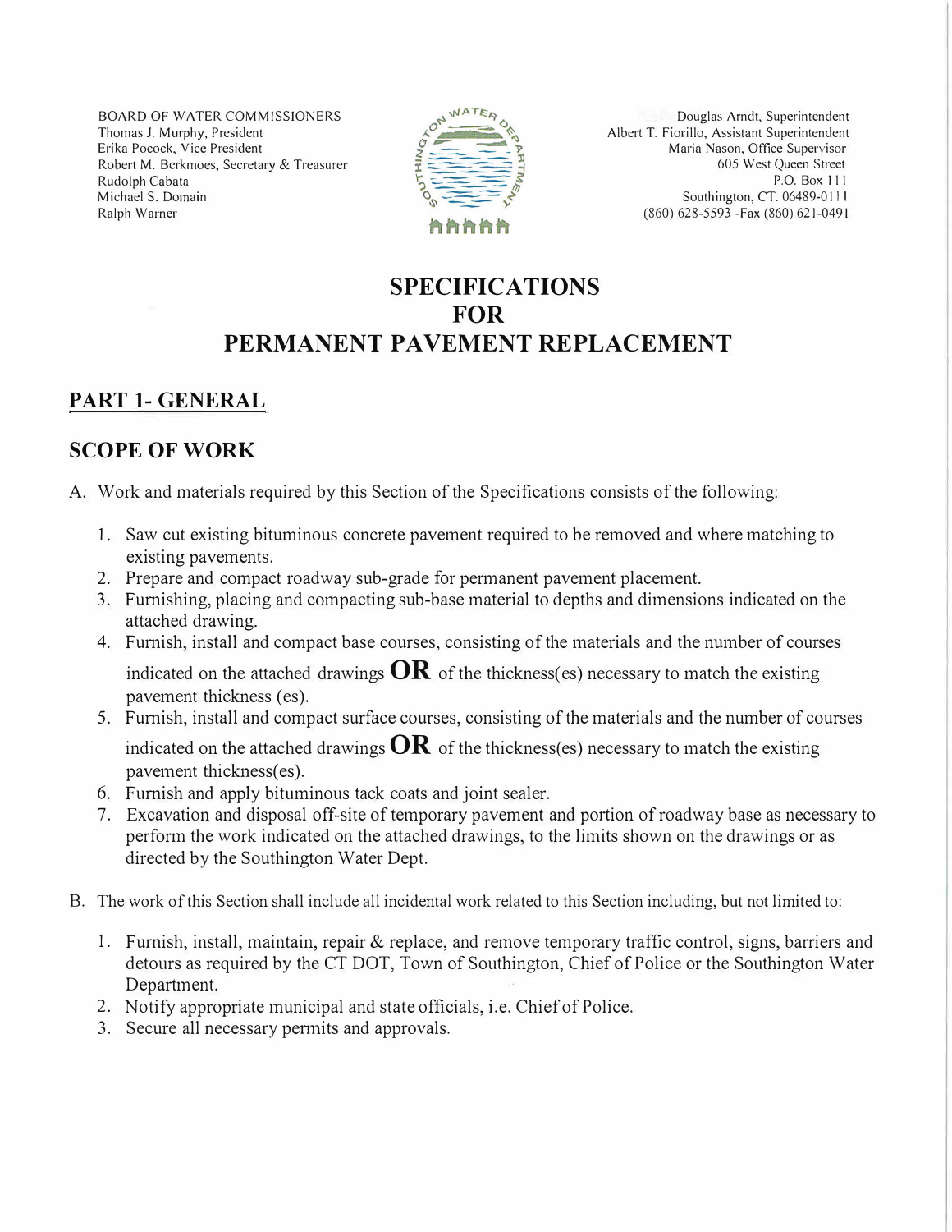BOARD OF WATER COMMISSIONERS
Thomas J. Murphy, President
Erika Pocock, Vice President
Robert M. Berkmoes, Secretary & Treasurer
Rudolph Cabata
Michael S. Domain
Ralph Warner

Douglas Arndt, Superintendent
Albert T. Fiorillo, Assistant Superintendent
Maria Nason, Office Supervisor
605 West Queen Street
P.O. Box 111
Southington, CT. 06489-0111
(860) 628-5593 -Fax (860) 621-0491

# SPECIFICATIONS FOR PERMANENT PAVEMENT REPLACEMENT

## PART 1- GENERAL

## SCOPE OF WORK

A. Work and materials required by this Section of the Specifications consists of the following:

1. Saw cut existing bituminous concrete pavement required to be removed and where matching to existing pavements.
2. Prepare and compact roadway sub-grade for permanent pavement placement.
3. Furnishing, placing and compacting sub-base material to depths and dimensions indicated on the attached drawing.
4. Furnish, install and compact base courses, consisting of the materials and the number of courses indicated on the attached drawings **OR** of the thickness(es) necessary to match the existing pavement thickness (es).
5. Furnish, install and compact surface courses, consisting of the materials and the number of courses indicated on the attached drawings **OR** of the thickness(es) necessary to match the existing pavement thickness(es).
6. Furnish and apply bituminous tack coats and joint sealer.
7. Excavation and disposal off-site of temporary pavement and portion of roadway base as necessary to perform the work indicated on the attached drawings, to the limits shown on the drawings or as directed by the Southington Water Dept.

B. The work of this Section shall include all incidental work related to this Section including, but not limited to:

1. Furnish, install, maintain, repair & replace, and remove temporary traffic control, signs, barriers and detours as required by the CT DOT, Town of Southington, Chief of Police or the Southington Water Department.
2. Notify appropriate municipal and state officials, i.e. Chief of Police.
3. Secure all necessary permits and approvals.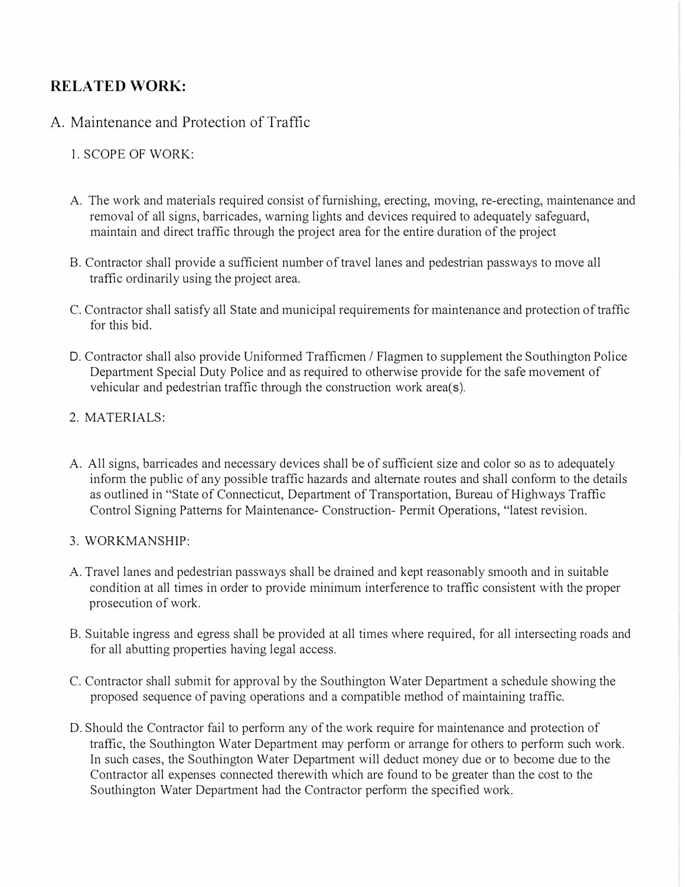## RELATED WORK:

### A. Maintenance and Protection of Traffic

1. SCOPE OF WORK:

A. The work and materials required consist of furnishing, erecting, moving, re-erecting, maintenance and removal of all signs, barricades, warning lights and devices required to adequately safeguard, maintain and direct traffic through the project area for the entire duration of the project

B. Contractor shall provide a sufficient number of travel lanes and pedestrian passways to move all traffic ordinarily using the project area.

C. Contractor shall satisfy all State and municipal requirements for maintenance and protection of traffic for this bid.

D. Contractor shall also provide Uniformed Trafficmen / Flagmen to supplement the Southington Police Department Special Duty Police and as required to otherwise provide for the safe movement of vehicular and pedestrian traffic through the construction work area(s).

2. MATERIALS:

A. All signs, barricades and necessary devices shall be of sufficient size and color so as to adequately inform the public of any possible traffic hazards and alternate routes and shall conform to the details as outlined in "State of Connecticut, Department of Transportation, Bureau of Highways Traffic Control Signing Patterns for Maintenance- Construction- Permit Operations, "latest revision.

3. WORKMANSHIP:

A. Travel lanes and pedestrian passways shall be drained and kept reasonably smooth and in suitable condition at all times in order to provide minimum interference to traffic consistent with the proper prosecution of work.

B. Suitable ingress and egress shall be provided at all times where required, for all intersecting roads and for all abutting properties having legal access.

C. Contractor shall submit for approval by the Southington Water Department a schedule showing the proposed sequence of paving operations and a compatible method of maintaining traffic.

D. Should the Contractor fail to perform any of the work require for maintenance and protection of traffic, the Southington Water Department may perform or arrange for others to perform such work. In such cases, the Southington Water Department will deduct money due or to become due to the Contractor all expenses connected therewith which are found to be greater than the cost to the Southington Water Department had the Contractor perform the specified work.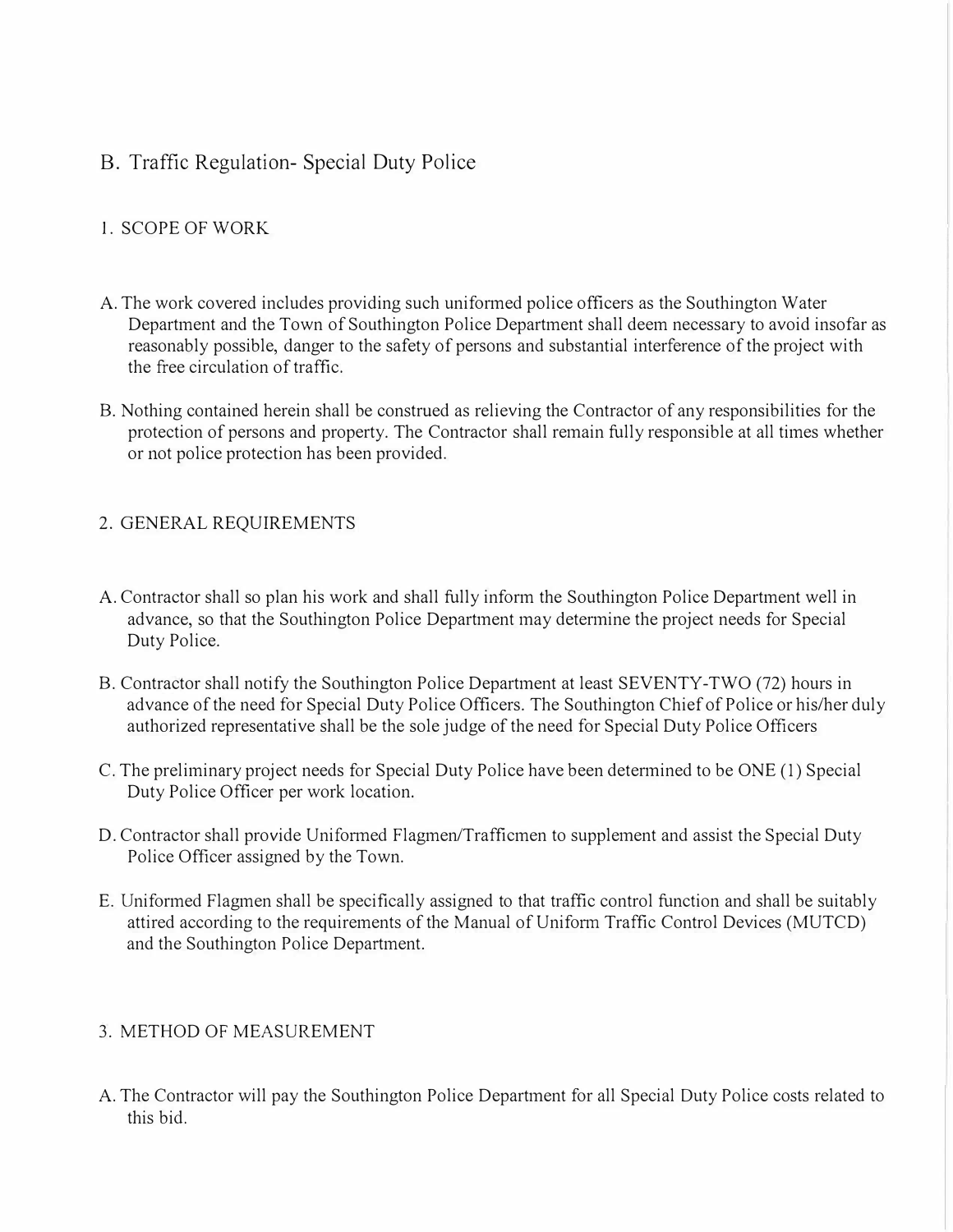## B. Traffic Regulation- Special Duty Police

### 1. SCOPE OF WORK

A. The work covered includes providing such uniformed police officers as the Southington Water Department and the Town of Southington Police Department shall deem necessary to avoid insofar as reasonably possible, danger to the safety of persons and substantial interference of the project with the free circulation of traffic.

B. Nothing contained herein shall be construed as relieving the Contractor of any responsibilities for the protection of persons and property. The Contractor shall remain fully responsible at all times whether or not police protection has been provided.

### 2. GENERAL REQUIREMENTS

A. Contractor shall so plan his work and shall fully inform the Southington Police Department well in advance, so that the Southington Police Department may determine the project needs for Special Duty Police.

B. Contractor shall notify the Southington Police Department at least SEVENTY-TWO (72) hours in advance of the need for Special Duty Police Officers. The Southington Chief of Police or his/her duly authorized representative shall be the sole judge of the need for Special Duty Police Officers

C. The preliminary project needs for Special Duty Police have been determined to be ONE (1) Special Duty Police Officer per work location.

D. Contractor shall provide Uniformed Flagmen/Trafficmen to supplement and assist the Special Duty Police Officer assigned by the Town.

E. Uniformed Flagmen shall be specifically assigned to that traffic control function and shall be suitably attired according to the requirements of the Manual of Uniform Traffic Control Devices (MUTCD) and the Southington Police Department.

### 3. METHOD OF MEASUREMENT

A. The Contractor will pay the Southington Police Department for all Special Duty Police costs related to this bid.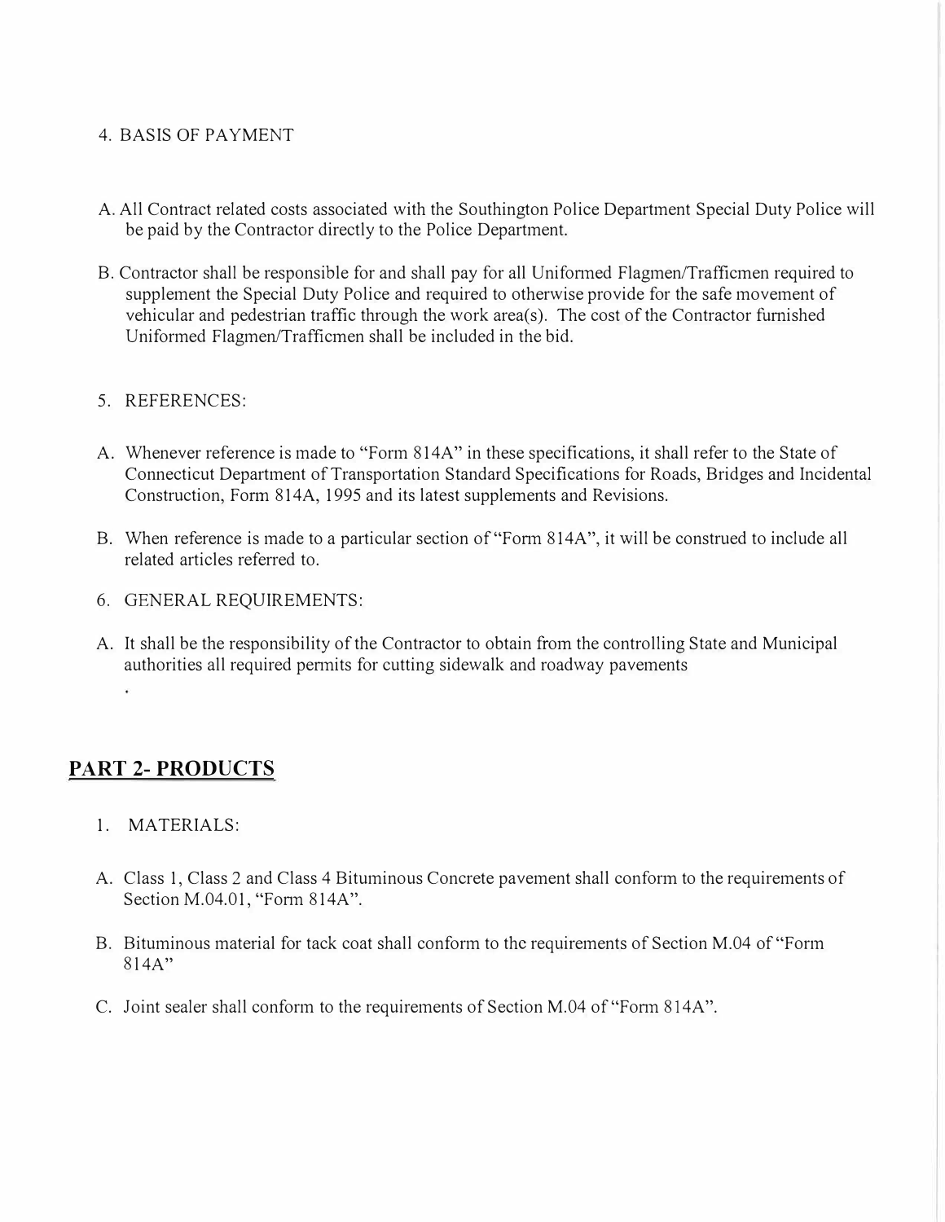4. BASIS OF PAYMENT

A. All Contract related costs associated with the Southington Police Department Special Duty Police will be paid by the Contractor directly to the Police Department.

B. Contractor shall be responsible for and shall pay for all Uniformed Flagmen/Trafficmen required to supplement the Special Duty Police and required to otherwise provide for the safe movement of vehicular and pedestrian traffic through the work area(s). The cost of the Contractor furnished Uniformed Flagmen/Trafficmen shall be included in the bid.

5. REFERENCES:

A. Whenever reference is made to "Form 814A" in these specifications, it shall refer to the State of Connecticut Department of Transportation Standard Specifications for Roads, Bridges and Incidental Construction, Form 814A, 1995 and its latest supplements and Revisions.

B. When reference is made to a particular section of "Form 814A", it will be construed to include all related articles referred to.

6. GENERAL REQUIREMENTS:

A. It shall be the responsibility of the Contractor to obtain from the controlling State and Municipal authorities all required permits for cutting sidewalk and roadway pavements

.

## PART 2- PRODUCTS

1. MATERIALS:

A. Class 1, Class 2 and Class 4 Bituminous Concrete pavement shall conform to the requirements of Section M.04.01, "Form 814A".

B. Bituminous material for tack coat shall conform to the requirements of Section M.04 of "Form 814A"

C. Joint sealer shall conform to the requirements of Section M.04 of "Form 814A".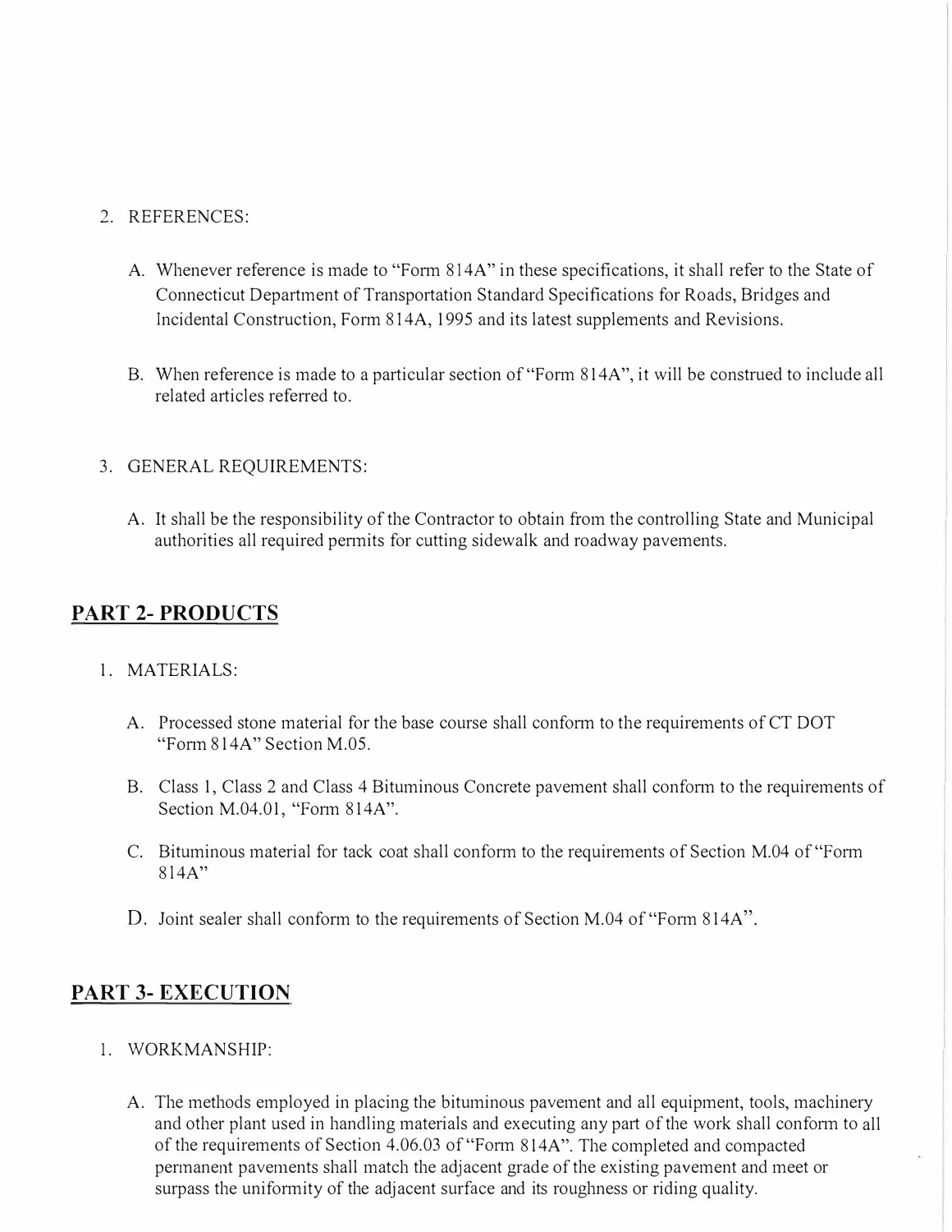2. REFERENCES:

   A. Whenever reference is made to "Form 814A" in these specifications, it shall refer to the State of Connecticut Department of Transportation Standard Specifications for Roads, Bridges and Incidental Construction, Form 814A, 1995 and its latest supplements and Revisions.

   B. When reference is made to a particular section of "Form 814A", it will be construed to include all related articles referred to.

3. GENERAL REQUIREMENTS:

   A. It shall be the responsibility of the Contractor to obtain from the controlling State and Municipal authorities all required permits for cutting sidewalk and roadway pavements.

## PART 2- PRODUCTS

1. MATERIALS:

   A. Processed stone material for the base course shall conform to the requirements of CT DOT "Form 814A" Section M.05.

   B. Class 1, Class 2 and Class 4 Bituminous Concrete pavement shall conform to the requirements of Section M.04.01, "Form 814A".

   C. Bituminous material for tack coat shall conform to the requirements of Section M.04 of "Form 814A"

   D. Joint sealer shall conform to the requirements of Section M.04 of "Form 814A".

## PART 3- EXECUTION

1. WORKMANSHIP:

   A. The methods employed in placing the bituminous pavement and all equipment, tools, machinery and other plant used in handling materials and executing any part of the work shall conform to all of the requirements of Section 4.06.03 of "Form 814A". The completed and compacted permanent pavements shall match the adjacent grade of the existing pavement and meet or surpass the uniformity of the adjacent surface and its roughness or riding quality.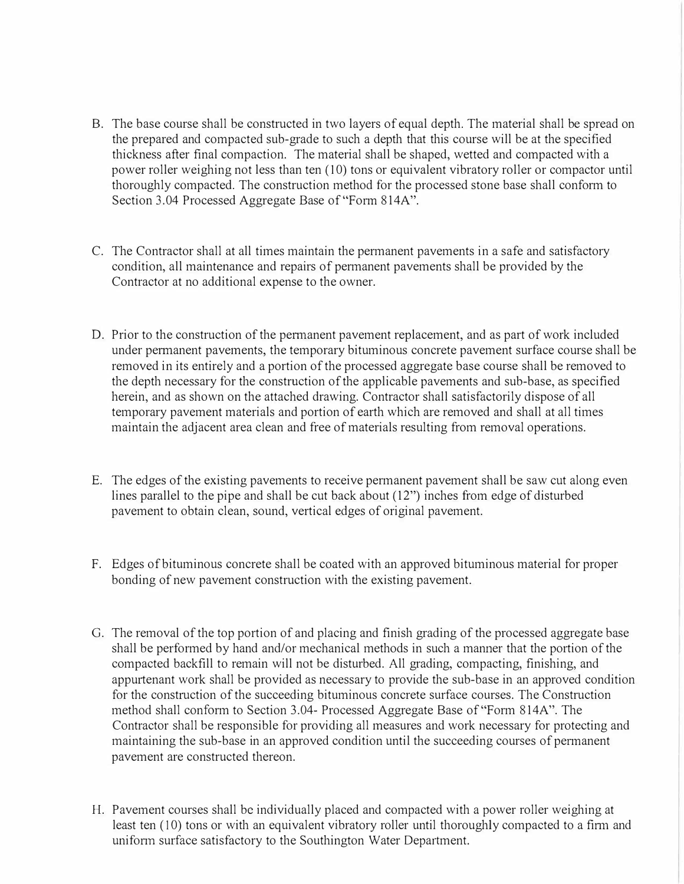B. The base course shall be constructed in two layers of equal depth. The material shall be spread on the prepared and compacted sub-grade to such a depth that this course will be at the specified thickness after final compaction. The material shall be shaped, wetted and compacted with a power roller weighing not less than ten (10) tons or equivalent vibratory roller or compactor until thoroughly compacted. The construction method for the processed stone base shall conform to Section 3.04 Processed Aggregate Base of "Form 814A".

C. The Contractor shall at all times maintain the permanent pavements in a safe and satisfactory condition, all maintenance and repairs of permanent pavements shall be provided by the Contractor at no additional expense to the owner.

D. Prior to the construction of the permanent pavement replacement, and as part of work included under permanent pavements, the temporary bituminous concrete pavement surface course shall be removed in its entirely and a portion of the processed aggregate base course shall be removed to the depth necessary for the construction of the applicable pavements and sub-base, as specified herein, and as shown on the attached drawing. Contractor shall satisfactorily dispose of all temporary pavement materials and portion of earth which are removed and shall at all times maintain the adjacent area clean and free of materials resulting from removal operations.

E. The edges of the existing pavements to receive permanent pavement shall be saw cut along even lines parallel to the pipe and shall be cut back about (12") inches from edge of disturbed pavement to obtain clean, sound, vertical edges of original pavement.

F. Edges of bituminous concrete shall be coated with an approved bituminous material for proper bonding of new pavement construction with the existing pavement.

G. The removal of the top portion of and placing and finish grading of the processed aggregate base shall be performed by hand and/or mechanical methods in such a manner that the portion of the compacted backfill to remain will not be disturbed. All grading, compacting, finishing, and appurtenant work shall be provided as necessary to provide the sub-base in an approved condition for the construction of the succeeding bituminous concrete surface courses. The Construction method shall conform to Section 3.04- Processed Aggregate Base of "Form 814A". The Contractor shall be responsible for providing all measures and work necessary for protecting and maintaining the sub-base in an approved condition until the succeeding courses of permanent pavement are constructed thereon.

H. Pavement courses shall be individually placed and compacted with a power roller weighing at least ten (10) tons or with an equivalent vibratory roller until thoroughly compacted to a firm and uniform surface satisfactory to the Southington Water Department.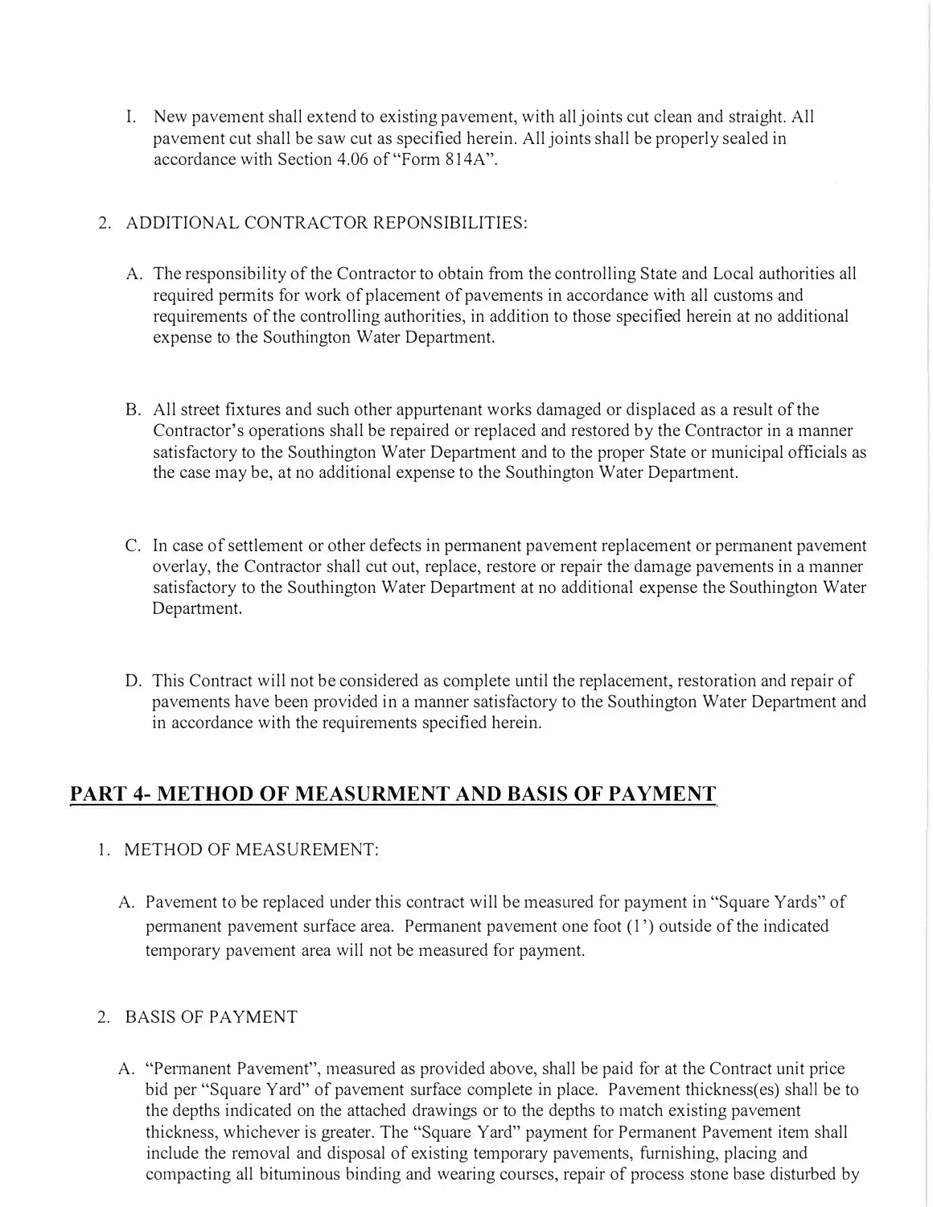I. New pavement shall extend to existing pavement, with all joints cut clean and straight. All pavement cut shall be saw cut as specified herein. All joints shall be properly sealed in accordance with Section 4.06 of "Form 814A".

2. ADDITIONAL CONTRACTOR REPONSIBILITIES:

   A. The responsibility of the Contractor to obtain from the controlling State and Local authorities all required permits for work of placement of pavements in accordance with all customs and requirements of the controlling authorities, in addition to those specified herein at no additional expense to the Southington Water Department.

   B. All street fixtures and such other appurtenant works damaged or displaced as a result of the Contractor's operations shall be repaired or replaced and restored by the Contractor in a manner satisfactory to the Southington Water Department and to the proper State or municipal officials as the case may be, at no additional expense to the Southington Water Department.

   C. In case of settlement or other defects in permanent pavement replacement or permanent pavement overlay, the Contractor shall cut out, replace, restore or repair the damage pavements in a manner satisfactory to the Southington Water Department at no additional expense the Southington Water Department.

   D. This Contract will not be considered as complete until the replacement, restoration and repair of pavements have been provided in a manner satisfactory to the Southington Water Department and in accordance with the requirements specified herein.

## PART 4- METHOD OF MEASURMENT AND BASIS OF PAYMENT

1. METHOD OF MEASUREMENT:

   A. Pavement to be replaced under this contract will be measured for payment in "Square Yards" of permanent pavement surface area. Permanent pavement one foot (1') outside of the indicated temporary pavement area will not be measured for payment.

2. BASIS OF PAYMENT

   A. "Permanent Pavement", measured as provided above, shall be paid for at the Contract unit price bid per "Square Yard" of pavement surface complete in place. Pavement thickness(es) shall be to the depths indicated on the attached drawings or to the depths to match existing pavement thickness, whichever is greater. The "Square Yard" payment for Permanent Pavement item shall include the removal and disposal of existing temporary pavements, furnishing, placing and compacting all bituminous binding and wearing courses, repair of process stone base disturbed by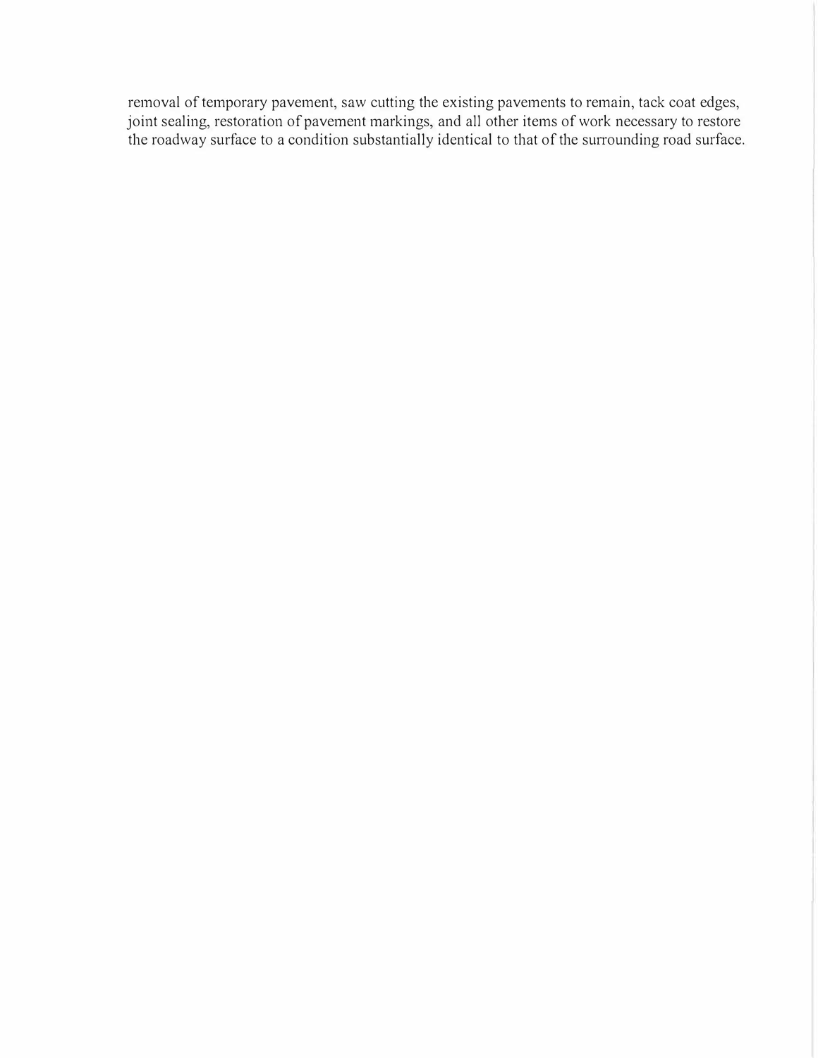removal of temporary pavement, saw cutting the existing pavements to remain, tack coat edges, joint sealing, restoration of pavement markings, and all other items of work necessary to restore the roadway surface to a condition substantially identical to that of the surrounding road surface.